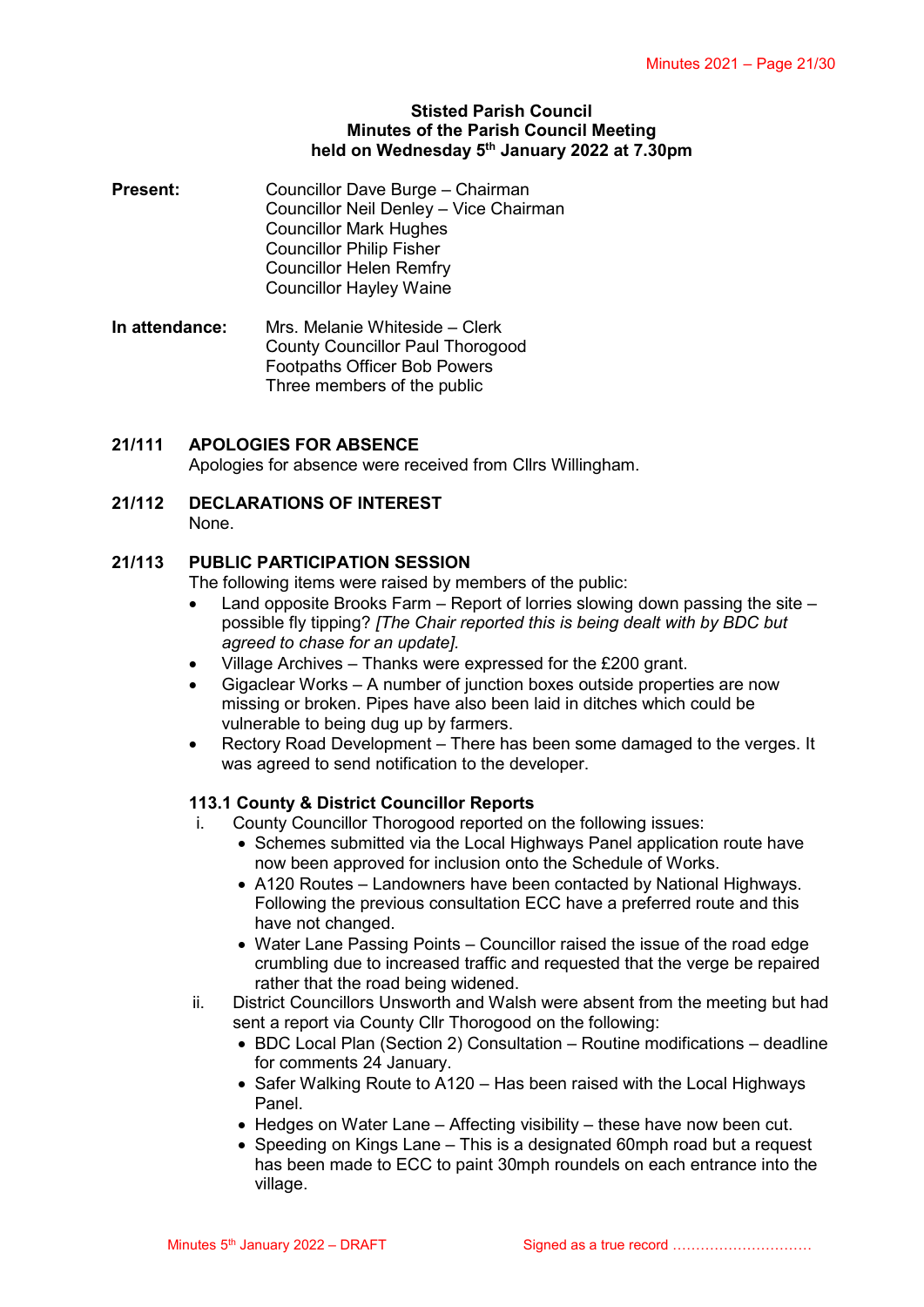**Stisted Parish Council**
**Minutes of the Parish Council Meeting**
**held on Wednesday 5th January 2022 at 7.30pm**

**Present:** Councillor Dave Burge – Chairman
Councillor Neil Denley – Vice Chairman
Councillor Mark Hughes
Councillor Philip Fisher
Councillor Helen Remfry
Councillor Hayley Waine

**In attendance:** Mrs. Melanie Whiteside – Clerk
County Councillor Paul Thorogood
Footpaths Officer Bob Powers
Three members of the public

**21/111 APOLOGIES FOR ABSENCE**
Apologies for absence were received from Cllrs Willingham.

**21/112 DECLARATIONS OF INTEREST**
None.

**21/113 PUBLIC PARTICIPATION SESSION**
The following items were raised by members of the public:

- Land opposite Brooks Farm – Report of lorries slowing down passing the site – possible fly tipping? *[The Chair reported this is being dealt with by BDC but agreed to chase for an update].*
- Village Archives – Thanks were expressed for the £200 grant.
- Gigaclear Works – A number of junction boxes outside properties are now missing or broken. Pipes have also been laid in ditches which could be vulnerable to being dug up by farmers.
- Rectory Road Development – There has been some damaged to the verges. It was agreed to send notification to the developer.

**113.1 County & District Councillor Reports**

i. County Councillor Thorogood reported on the following issues:
   - Schemes submitted via the Local Highways Panel application route have now been approved for inclusion onto the Schedule of Works.
   - A120 Routes – Landowners have been contacted by National Highways. Following the previous consultation ECC have a preferred route and this have not changed.
   - Water Lane Passing Points – Councillor raised the issue of the road edge crumbling due to increased traffic and requested that the verge be repaired rather that the road being widened.

ii. District Councillors Unsworth and Walsh were absent from the meeting but had sent a report via County Cllr Thorogood on the following:
   - BDC Local Plan (Section 2) Consultation – Routine modifications – deadline for comments 24 January.
   - Safer Walking Route to A120 – Has been raised with the Local Highways Panel.
   - Hedges on Water Lane – Affecting visibility – these have now been cut.
   - Speeding on Kings Lane – This is a designated 60mph road but a request has been made to ECC to paint 30mph roundels on each entrance into the village.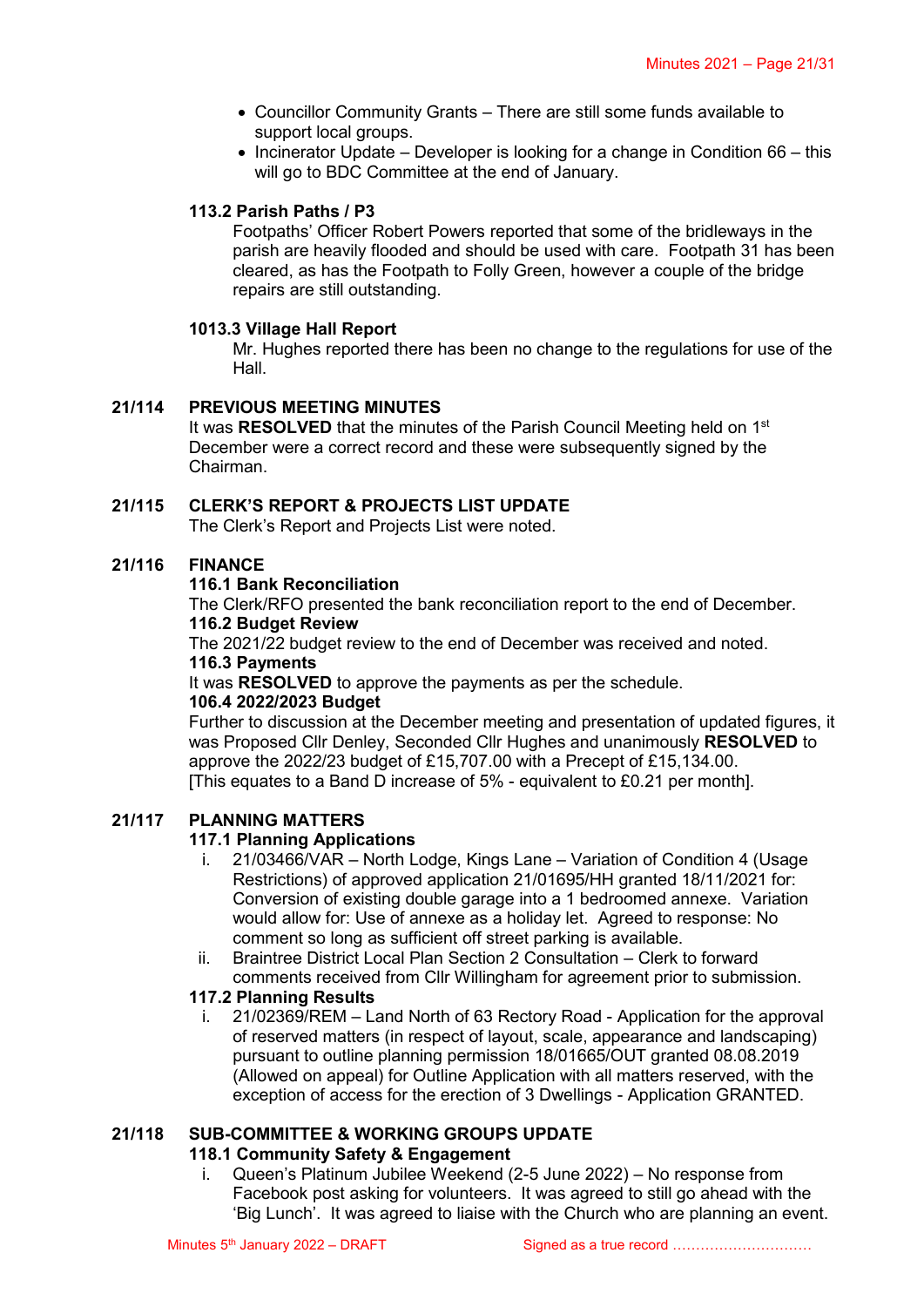- Councillor Community Grants – There are still some funds available to support local groups.
- Incinerator Update – Developer is looking for a change in Condition 66 – this will go to BDC Committee at the end of January.

**113.2 Parish Paths / P3**

Footpaths' Officer Robert Powers reported that some of the bridleways in the parish are heavily flooded and should be used with care. Footpath 31 has been cleared, as has the Footpath to Folly Green, however a couple of the bridge repairs are still outstanding.

**1013.3 Village Hall Report**

Mr. Hughes reported there has been no change to the regulations for use of the Hall.

## 21/114 PREVIOUS MEETING MINUTES

It was **RESOLVED** that the minutes of the Parish Council Meeting held on 1st December were a correct record and these were subsequently signed by the Chairman.

## 21/115 CLERK'S REPORT & PROJECTS LIST UPDATE

The Clerk's Report and Projects List were noted.

## 21/116 FINANCE

**116.1 Bank Reconciliation**

The Clerk/RFO presented the bank reconciliation report to the end of December.

**116.2 Budget Review**

The 2021/22 budget review to the end of December was received and noted.

**116.3 Payments**

It was **RESOLVED** to approve the payments as per the schedule.

**106.4 2022/2023 Budget**

Further to discussion at the December meeting and presentation of updated figures, it was Proposed Cllr Denley, Seconded Cllr Hughes and unanimously **RESOLVED** to approve the 2022/23 budget of £15,707.00 with a Precept of £15,134.00.
[This equates to a Band D increase of 5% - equivalent to £0.21 per month].

## 21/117 PLANNING MATTERS

**117.1 Planning Applications**

i. 21/03466/VAR – North Lodge, Kings Lane – Variation of Condition 4 (Usage Restrictions) of approved application 21/01695/HH granted 18/11/2021 for: Conversion of existing double garage into a 1 bedroomed annexe. Variation would allow for: Use of annexe as a holiday let. Agreed to response: No comment so long as sufficient off street parking is available.

ii. Braintree District Local Plan Section 2 Consultation – Clerk to forward comments received from Cllr Willingham for agreement prior to submission.

**117.2 Planning Results**

i. 21/02369/REM – Land North of 63 Rectory Road - Application for the approval of reserved matters (in respect of layout, scale, appearance and landscaping) pursuant to outline planning permission 18/01665/OUT granted 08.08.2019 (Allowed on appeal) for Outline Application with all matters reserved, with the exception of access for the erection of 3 Dwellings - Application GRANTED.

## 21/118 SUB-COMMITTEE & WORKING GROUPS UPDATE

**118.1 Community Safety & Engagement**

i. Queen's Platinum Jubilee Weekend (2-5 June 2022) – No response from Facebook post asking for volunteers. It was agreed to still go ahead with the 'Big Lunch'. It was agreed to liaise with the Church who are planning an event.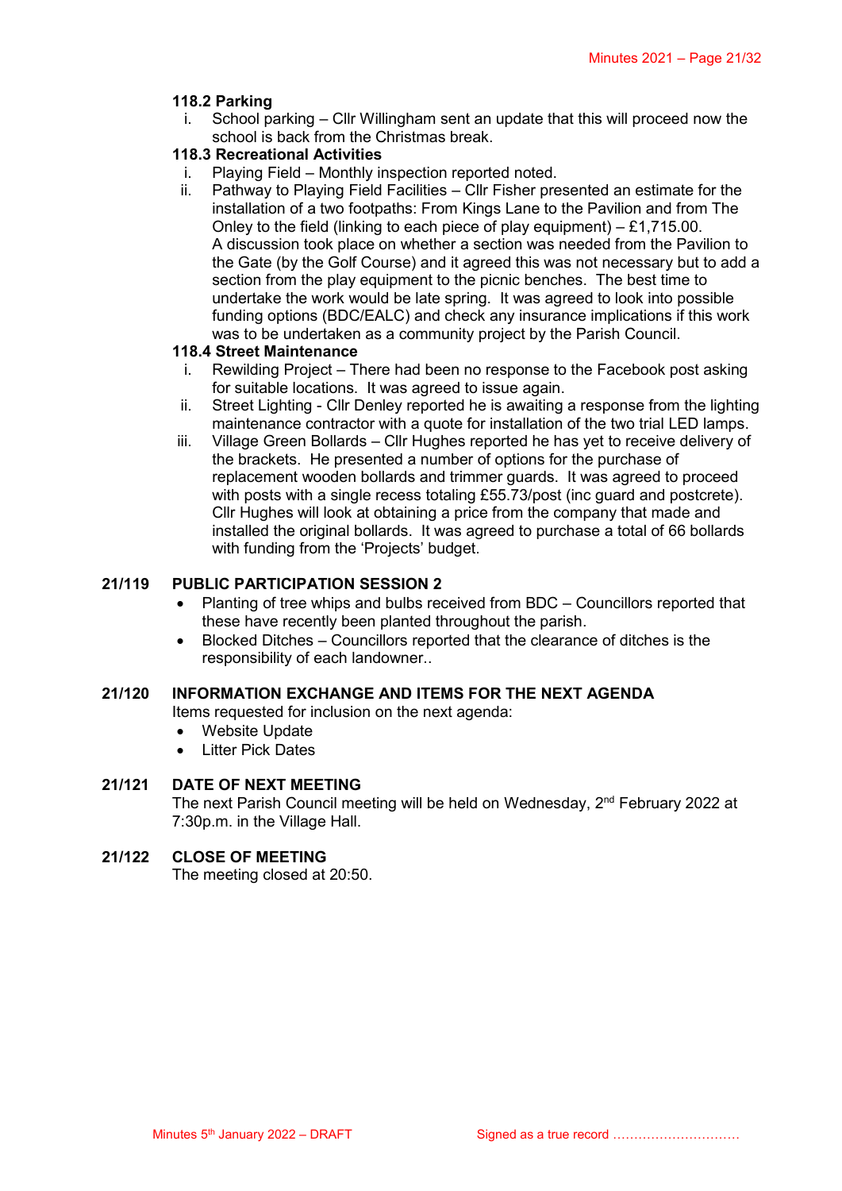**118.2 Parking**

i. School parking – Cllr Willingham sent an update that this will proceed now the school is back from the Christmas break.

**118.3 Recreational Activities**

i. Playing Field – Monthly inspection reported noted.

ii. Pathway to Playing Field Facilities – Cllr Fisher presented an estimate for the installation of a two footpaths: From Kings Lane to the Pavilion and from The Onley to the field (linking to each piece of play equipment) – £1,715.00. A discussion took place on whether a section was needed from the Pavilion to the Gate (by the Golf Course) and it agreed this was not necessary but to add a section from the play equipment to the picnic benches. The best time to undertake the work would be late spring. It was agreed to look into possible funding options (BDC/EALC) and check any insurance implications if this work was to be undertaken as a community project by the Parish Council.

**118.4 Street Maintenance**

i. Rewilding Project – There had been no response to the Facebook post asking for suitable locations. It was agreed to issue again.

ii. Street Lighting - Cllr Denley reported he is awaiting a response from the lighting maintenance contractor with a quote for installation of the two trial LED lamps.

iii. Village Green Bollards – Cllr Hughes reported he has yet to receive delivery of the brackets. He presented a number of options for the purchase of replacement wooden bollards and trimmer guards. It was agreed to proceed with posts with a single recess totaling £55.73/post (inc guard and postcrete). Cllr Hughes will look at obtaining a price from the company that made and installed the original bollards. It was agreed to purchase a total of 66 bollards with funding from the 'Projects' budget.

**21/119 PUBLIC PARTICIPATION SESSION 2**

- Planting of tree whips and bulbs received from BDC – Councillors reported that these have recently been planted throughout the parish.
- Blocked Ditches – Councillors reported that the clearance of ditches is the responsibility of each landowner..

**21/120 INFORMATION EXCHANGE AND ITEMS FOR THE NEXT AGENDA**

Items requested for inclusion on the next agenda:

- Website Update
- Litter Pick Dates

**21/121 DATE OF NEXT MEETING**

The next Parish Council meeting will be held on Wednesday, 2nd February 2022 at 7:30p.m. in the Village Hall.

**21/122 CLOSE OF MEETING**

The meeting closed at 20:50.

Signed as a true record …………………………